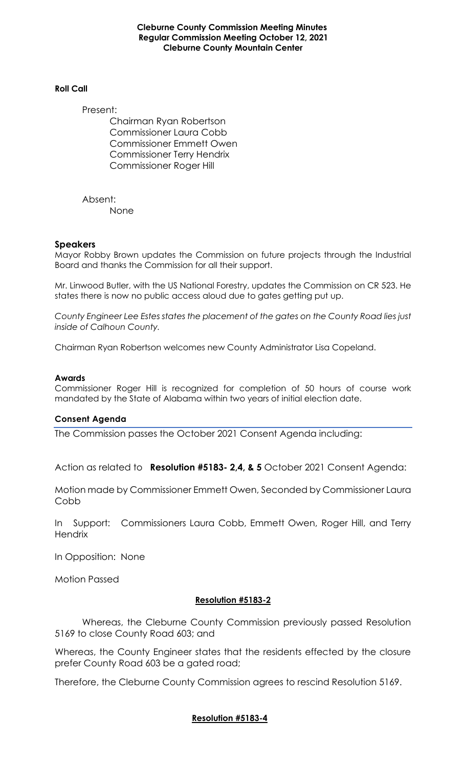**Cleburne County Commission Meeting Minutes**
**Regular Commission Meeting October 12, 2021**
**Cleburne County Mountain Center**

**Roll Call**

Present:

Chairman Ryan Robertson
Commissioner Laura Cobb
Commissioner Emmett Owen
Commissioner Terry Hendrix
Commissioner Roger Hill

Absent:

None

## Speakers

Mayor Robby Brown updates the Commission on future projects through the Industrial Board and thanks the Commission for all their support.

Mr. Linwood Butler, with the US National Forestry, updates the Commission on CR 523. He states there is now no public access aloud due to gates getting put up.

*County Engineer Lee Estes states the placement of the gates on the County Road lies just inside of Calhoun County.*

Chairman Ryan Robertson welcomes new County Administrator Lisa Copeland.

**Awards**

Commissioner Roger Hill is recognized for completion of 50 hours of course work mandated by the State of Alabama within two years of initial election date.

**Consent Agenda**

The Commission passes the October 2021 Consent Agenda including:

Action as related to **Resolution #5183- 2,4, & 5** October 2021 Consent Agenda:

Motion made by Commissioner Emmett Owen, Seconded by Commissioner Laura Cobb

In Support: Commissioners Laura Cobb, Emmett Owen, Roger Hill, and Terry Hendrix

In Opposition: None

Motion Passed

**Resolution #5183-2**

Whereas, the Cleburne County Commission previously passed Resolution 5169 to close County Road 603; and

Whereas, the County Engineer states that the residents effected by the closure prefer County Road 603 be a gated road;

Therefore, the Cleburne County Commission agrees to rescind Resolution 5169.

**Resolution #5183-4**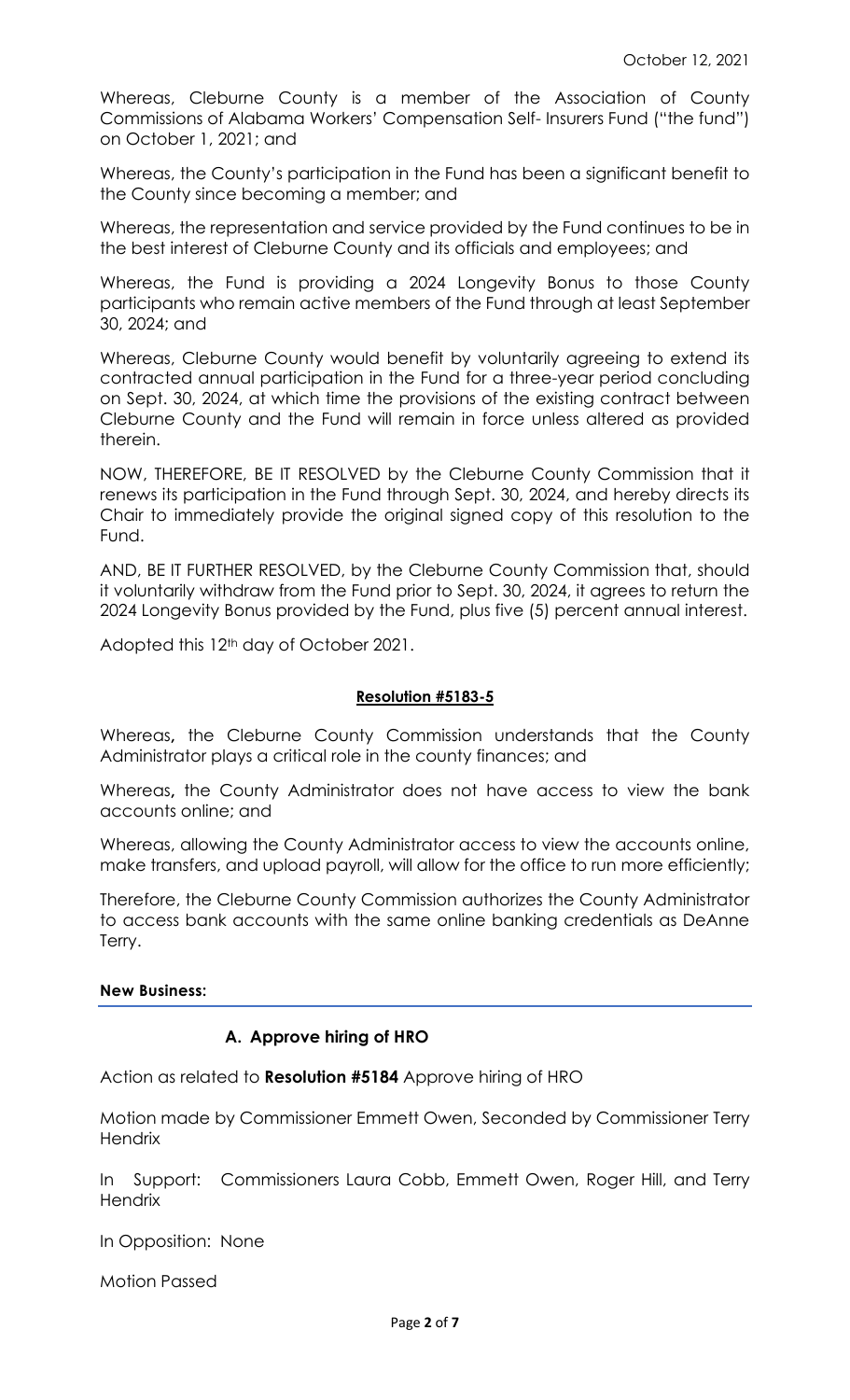Whereas, Cleburne County is a member of the Association of County Commissions of Alabama Workers' Compensation Self- Insurers Fund ("the fund") on October 1, 2021; and

Whereas, the County's participation in the Fund has been a significant benefit to the County since becoming a member; and

Whereas, the representation and service provided by the Fund continues to be in the best interest of Cleburne County and its officials and employees; and

Whereas, the Fund is providing a 2024 Longevity Bonus to those County participants who remain active members of the Fund through at least September 30, 2024; and

Whereas, Cleburne County would benefit by voluntarily agreeing to extend its contracted annual participation in the Fund for a three-year period concluding on Sept. 30, 2024, at which time the provisions of the existing contract between Cleburne County and the Fund will remain in force unless altered as provided therein.

NOW, THEREFORE, BE IT RESOLVED by the Cleburne County Commission that it renews its participation in the Fund through Sept. 30, 2024, and hereby directs its Chair to immediately provide the original signed copy of this resolution to the Fund.

AND, BE IT FURTHER RESOLVED, by the Cleburne County Commission that, should it voluntarily withdraw from the Fund prior to Sept. 30, 2024, it agrees to return the 2024 Longevity Bonus provided by the Fund, plus five (5) percent annual interest.

Adopted this 12th day of October 2021.

**Resolution #5183-5**

Whereas**,** the Cleburne County Commission understands that the County Administrator plays a critical role in the county finances; and

Whereas**,** the County Administrator does not have access to view the bank accounts online; and

Whereas, allowing the County Administrator access to view the accounts online, make transfers, and upload payroll, will allow for the office to run more efficiently;

Therefore, the Cleburne County Commission authorizes the County Administrator to access bank accounts with the same online banking credentials as DeAnne Terry.

**New Business:**

**A. Approve hiring of HRO**

Action as related to **Resolution #5184** Approve hiring of HRO

Motion made by Commissioner Emmett Owen, Seconded by Commissioner Terry Hendrix

In Support: Commissioners Laura Cobb, Emmett Owen, Roger Hill, and Terry Hendrix

In Opposition: None

Motion Passed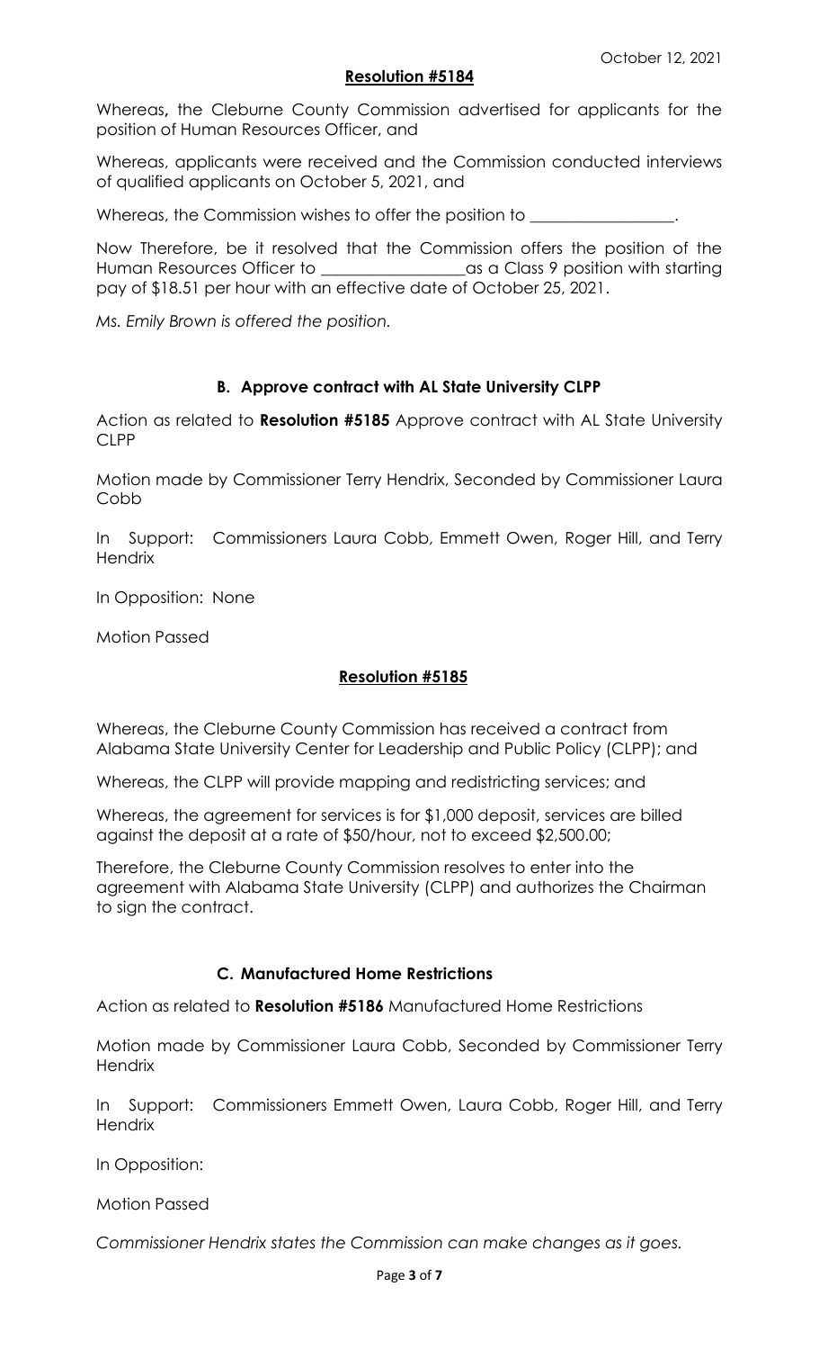October 12, 2021

**Resolution #5184**

Whereas**,** the Cleburne County Commission advertised for applicants for the position of Human Resources Officer, and

Whereas, applicants were received and the Commission conducted interviews of qualified applicants on October 5, 2021, and

Whereas, the Commission wishes to offer the position to _________________.

Now Therefore, be it resolved that the Commission offers the position of the Human Resources Officer to _________________as a Class 9 position with starting pay of $18.51 per hour with an effective date of October 25, 2021.

*Ms. Emily Brown is offered the position.*

### B. Approve contract with AL State University CLPP

Action as related to **Resolution #5185** Approve contract with AL State University CLPP

Motion made by Commissioner Terry Hendrix, Seconded by Commissioner Laura Cobb

In Support: Commissioners Laura Cobb, Emmett Owen, Roger Hill, and Terry Hendrix

In Opposition: None

Motion Passed

**Resolution #5185**

Whereas, the Cleburne County Commission has received a contract from Alabama State University Center for Leadership and Public Policy (CLPP); and

Whereas, the CLPP will provide mapping and redistricting services; and

Whereas, the agreement for services is for $1,000 deposit, services are billed against the deposit at a rate of $50/hour, not to exceed $2,500.00;

Therefore, the Cleburne County Commission resolves to enter into the agreement with Alabama State University (CLPP) and authorizes the Chairman to sign the contract.

### C. Manufactured Home Restrictions

Action as related to **Resolution #5186** Manufactured Home Restrictions

Motion made by Commissioner Laura Cobb, Seconded by Commissioner Terry Hendrix

In Support: Commissioners Emmett Owen, Laura Cobb, Roger Hill, and Terry Hendrix

In Opposition:

Motion Passed

*Commissioner Hendrix states the Commission can make changes as it goes.*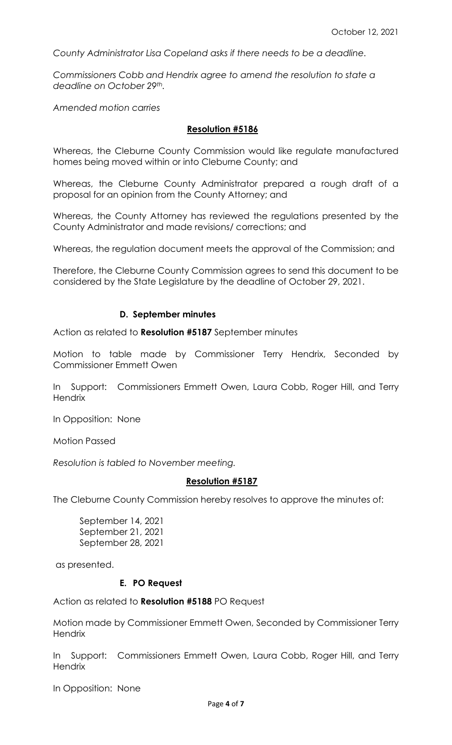*County Administrator Lisa Copeland asks if there needs to be a deadline.*

*Commissioners Cobb and Hendrix agree to amend the resolution to state a deadline on October 29th.*

*Amended motion carries*

**Resolution #5186**

Whereas, the Cleburne County Commission would like regulate manufactured homes being moved within or into Cleburne County; and

Whereas, the Cleburne County Administrator prepared a rough draft of a proposal for an opinion from the County Attorney; and

Whereas, the County Attorney has reviewed the regulations presented by the County Administrator and made revisions/ corrections; and

Whereas, the regulation document meets the approval of the Commission; and

Therefore, the Cleburne County Commission agrees to send this document to be considered by the State Legislature by the deadline of October 29, 2021.

**D. September minutes**

Action as related to **Resolution #5187** September minutes

Motion to table made by Commissioner Terry Hendrix, Seconded by Commissioner Emmett Owen

In Support: Commissioners Emmett Owen, Laura Cobb, Roger Hill, and Terry Hendrix

In Opposition: None

Motion Passed

*Resolution is tabled to November meeting.*

**Resolution #5187**

The Cleburne County Commission hereby resolves to approve the minutes of:

September 14, 2021
September 21, 2021
September 28, 2021

as presented.

**E. PO Request**

Action as related to **Resolution #5188** PO Request

Motion made by Commissioner Emmett Owen, Seconded by Commissioner Terry Hendrix

In Support: Commissioners Emmett Owen, Laura Cobb, Roger Hill, and Terry Hendrix

In Opposition: None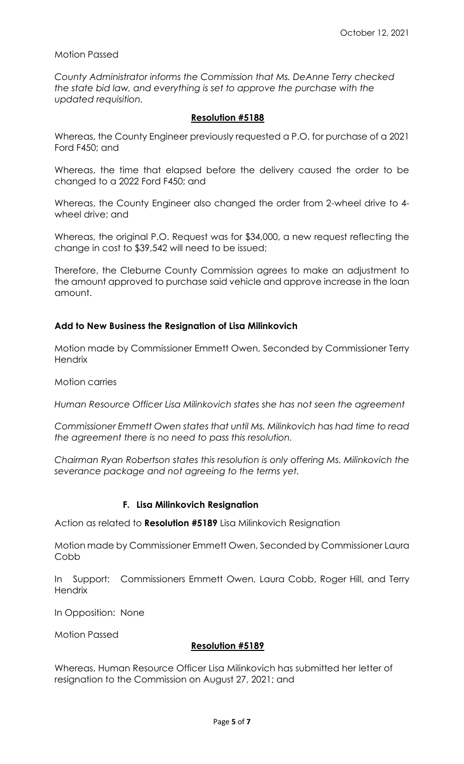Motion Passed

*County Administrator informs the Commission that Ms. DeAnne Terry checked the state bid law, and everything is set to approve the purchase with the updated requisition.*

**Resolution #5188**

Whereas, the County Engineer previously requested a P.O. for purchase of a 2021 Ford F450; and

Whereas, the time that elapsed before the delivery caused the order to be changed to a 2022 Ford F450; and

Whereas, the County Engineer also changed the order from 2-wheel drive to 4-wheel drive; and

Whereas, the original P.O. Request was for $34,000, a new request reflecting the change in cost to $39,542 will need to be issued;

Therefore, the Cleburne County Commission agrees to make an adjustment to the amount approved to purchase said vehicle and approve increase in the loan amount.

**Add to New Business the Resignation of Lisa Milinkovich**

Motion made by Commissioner Emmett Owen, Seconded by Commissioner Terry Hendrix

Motion carries

*Human Resource Officer Lisa Milinkovich states she has not seen the agreement*

*Commissioner Emmett Owen states that until Ms. Milinkovich has had time to read the agreement there is no need to pass this resolution.*

*Chairman Ryan Robertson states this resolution is only offering Ms. Milinkovich the severance package and not agreeing to the terms yet.*

**F. Lisa Milinkovich Resignation**

Action as related to **Resolution #5189** Lisa Milinkovich Resignation

Motion made by Commissioner Emmett Owen, Seconded by Commissioner Laura Cobb

In Support: Commissioners Emmett Owen, Laura Cobb, Roger Hill, and Terry Hendrix

In Opposition: None

Motion Passed

**Resolution #5189**

Whereas, Human Resource Officer Lisa Milinkovich has submitted her letter of resignation to the Commission on August 27, 2021; and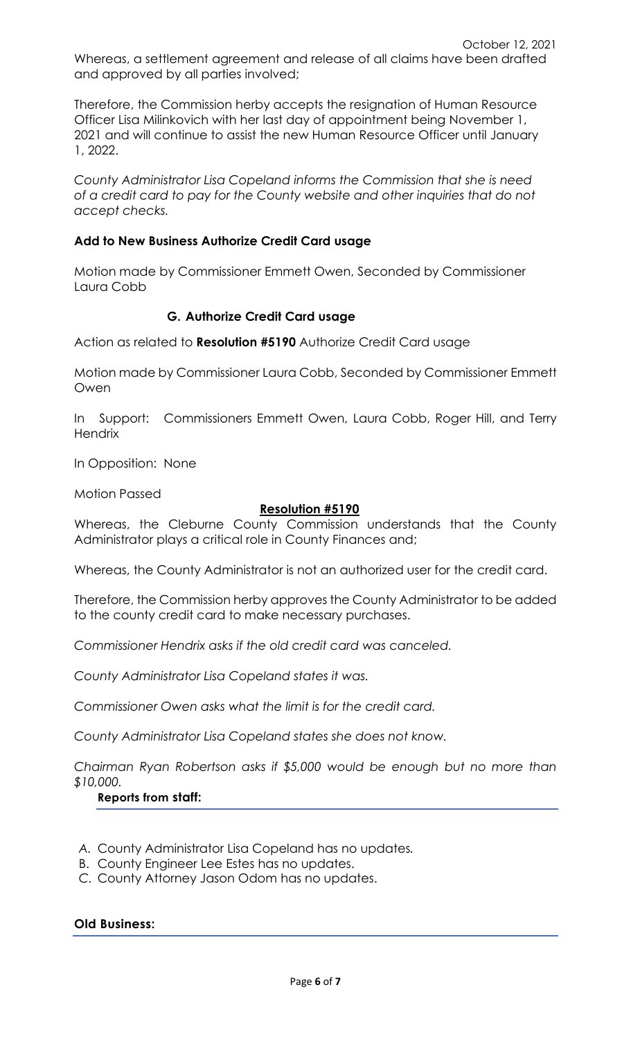Whereas, a settlement agreement and release of all claims have been drafted and approved by all parties involved;

Therefore, the Commission herby accepts the resignation of Human Resource Officer Lisa Milinkovich with her last day of appointment being November 1, 2021 and will continue to assist the new Human Resource Officer until January 1, 2022.

*County Administrator Lisa Copeland informs the Commission that she is need of a credit card to pay for the County website and other inquiries that do not accept checks.*

**Add to New Business Authorize Credit Card usage**

Motion made by Commissioner Emmett Owen, Seconded by Commissioner Laura Cobb

**G. Authorize Credit Card usage**

Action as related to **Resolution #5190** Authorize Credit Card usage

Motion made by Commissioner Laura Cobb, Seconded by Commissioner Emmett Owen

In Support: Commissioners Emmett Owen, Laura Cobb, Roger Hill, and Terry Hendrix

In Opposition: None

Motion Passed

**Resolution #5190**

Whereas, the Cleburne County Commission understands that the County Administrator plays a critical role in County Finances and;

Whereas, the County Administrator is not an authorized user for the credit card.

Therefore, the Commission herby approves the County Administrator to be added to the county credit card to make necessary purchases.

*Commissioner Hendrix asks if the old credit card was canceled.*

*County Administrator Lisa Copeland states it was.*

*Commissioner Owen asks what the limit is for the credit card.*

*County Administrator Lisa Copeland states she does not know.*

*Chairman Ryan Robertson asks if $5,000 would be enough but no more than $10,000.*

## Reports from staff:

A. County Administrator Lisa Copeland has no updates.
B. County Engineer Lee Estes has no updates.
C. County Attorney Jason Odom has no updates.

## Old Business: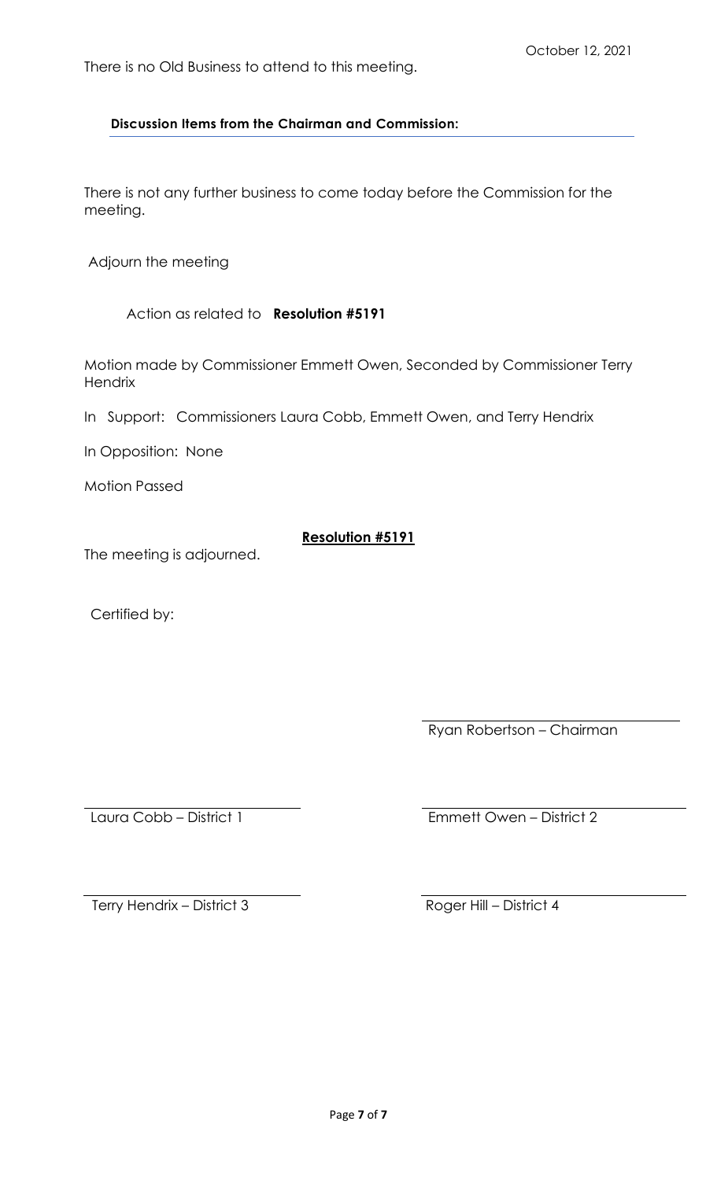October 12, 2021

There is no Old Business to attend to this meeting.

**Discussion Items from the Chairman and Commission:**

There is not any further business to come today before the Commission for the meeting.

Adjourn the meeting

Action as related to **Resolution #5191**

Motion made by Commissioner Emmett Owen, Seconded by Commissioner Terry Hendrix

In Support: Commissioners Laura Cobb, Emmett Owen, and Terry Hendrix

In Opposition: None

Motion Passed

**Resolution #5191**

The meeting is adjourned.

Certified by:

Ryan Robertson – Chairman

Laura Cobb – District 1

Emmett Owen – District 2

Terry Hendrix – District 3

Roger Hill – District 4